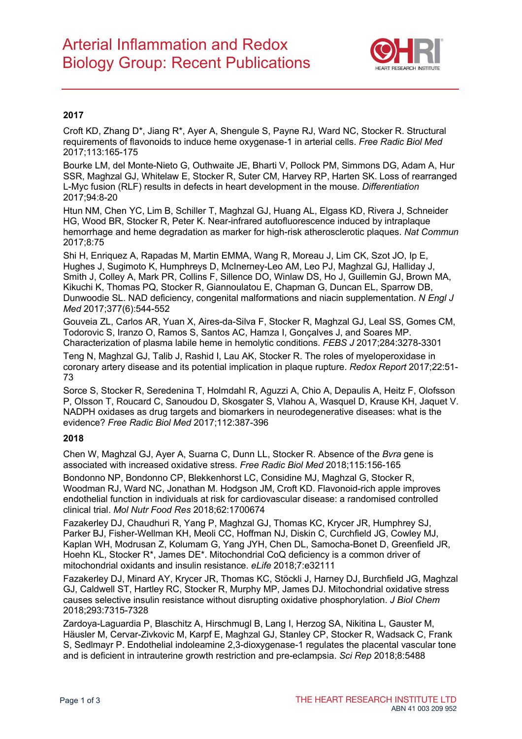# Arterial Inflammation and Redox Biology Group: Recent Publications

### 2017

Croft KD, Zhang D*, Jiang R*, Ayer A, Shengule S, Payne RJ, Ward NC, Stocker R. Structural requirements of flavonoids to induce heme oxygenase-1 in arterial cells. *Free Radic Biol Med* 2017;113:165-175

Bourke LM, del Monte-Nieto G, Outhwaite JE, Bharti V, Pollock PM, Simmons DG, Adam A, Hur SSR, Maghzal GJ, Whitelaw E, Stocker R, Suter CM, Harvey RP, Harten SK. Loss of rearranged L-Myc fusion (RLF) results in defects in heart development in the mouse. *Differentiation* 2017;94:8-20

Htun NM, Chen YC, Lim B, Schiller T, Maghzal GJ, Huang AL, Elgass KD, Rivera J, Schneider HG, Wood BR, Stocker R, Peter K. Near-infrared autofluorescence induced by intraplaque hemorrhage and heme degradation as marker for high-risk atherosclerotic plaques. *Nat Commun* 2017;8:75

Shi H, Enriquez A, Rapadas M, Martin EMMA, Wang R, Moreau J, Lim CK, Szot JO, Ip E, Hughes J, Sugimoto K, Humphreys D, McInerney-Leo AM, Leo PJ, Maghzal GJ, Halliday J, Smith J, Colley A, Mark PR, Collins F, Sillence DO, Winlaw DS, Ho J, Guillemin GJ, Brown MA, Kikuchi K, Thomas PQ, Stocker R, Giannoulatou E, Chapman G, Duncan EL, Sparrow DB, Dunwoodie SL. NAD deficiency, congenital malformations and niacin supplementation. *N Engl J Med* 2017;377(6):544-552

Gouveia ZL, Carlos AR, Yuan X, Aires-da-Silva F, Stocker R, Maghzal GJ, Leal SS, Gomes CM, Todorovic S, Iranzo O, Ramos S, Santos AC, Hamza I, Gonçalves J, and Soares MP. Characterization of plasma labile heme in hemolytic conditions. *FEBS J* 2017;284:3278-3301

Teng N, Maghzal GJ, Talib J, Rashid I, Lau AK, Stocker R. The roles of myeloperoxidase in coronary artery disease and its potential implication in plaque rupture. *Redox Report* 2017;22:51-73

Sorce S, Stocker R, Seredenina T, Holmdahl R, Aguzzi A, Chio A, Depaulis A, Heitz F, Olofsson P, Olsson T, Roucard C, Sanoudou D, Skosgater S, Vlahou A, Wasquel D, Krause KH, Jaquet V. NADPH oxidases as drug targets and biomarkers in neurodegenerative diseases: what is the evidence? *Free Radic Biol Med* 2017;112:387-396

### 2018

Chen W, Maghzal GJ, Ayer A, Suarna C, Dunn LL, Stocker R. Absence of the *Bvra* gene is associated with increased oxidative stress. *Free Radic Biol Med* 2018;115:156-165

Bondonno NP, Bondonno CP, Blekkenhorst LC, Considine MJ, Maghzal G, Stocker R, Woodman RJ, Ward NC, Jonathan M. Hodgson JM, Croft KD. Flavonoid-rich apple improves endothelial function in individuals at risk for cardiovascular disease: a randomised controlled clinical trial. *Mol Nutr Food Res* 2018;62:1700674

Fazakerley DJ, Chaudhuri R, Yang P, Maghzal GJ, Thomas KC, Krycer JR, Humphrey SJ, Parker BJ, Fisher-Wellman KH, Meoli CC, Hoffman NJ, Diskin C, Curchfield JG, Cowley MJ, Kaplan WH, Modrusan Z, Kolumam G, Yang JYH, Chen DL, Samocha-Bonet D, Greenfield JR, Hoehn KL, Stocker R*, James DE*. Mitochondrial CoQ deficiency is a common driver of mitochondrial oxidants and insulin resistance. *eLife* 2018;7:e32111

Fazakerley DJ, Minard AY, Krycer JR, Thomas KC, Stöckli J, Harney DJ, Burchfield JG, Maghzal GJ, Caldwell ST, Hartley RC, Stocker R, Murphy MP, James DJ. Mitochondrial oxidative stress causes selective insulin resistance without disrupting oxidative phosphorylation. *J Biol Chem* 2018;293:7315-7328

Zardoya-Laguardia P, Blaschitz A, Hirschmugl B, Lang I, Herzog SA, Nikitina L, Gauster M, Häusler M, Cervar-Zivkovic M, Karpf E, Maghzal GJ, Stanley CP, Stocker R, Wadsack C, Frank S, Sedlmayr P. Endothelial indoleamine 2,3-dioxygenase-1 regulates the placental vascular tone and is deficient in intrauterine growth restriction and pre-eclampsia. *Sci Rep* 2018;8:5488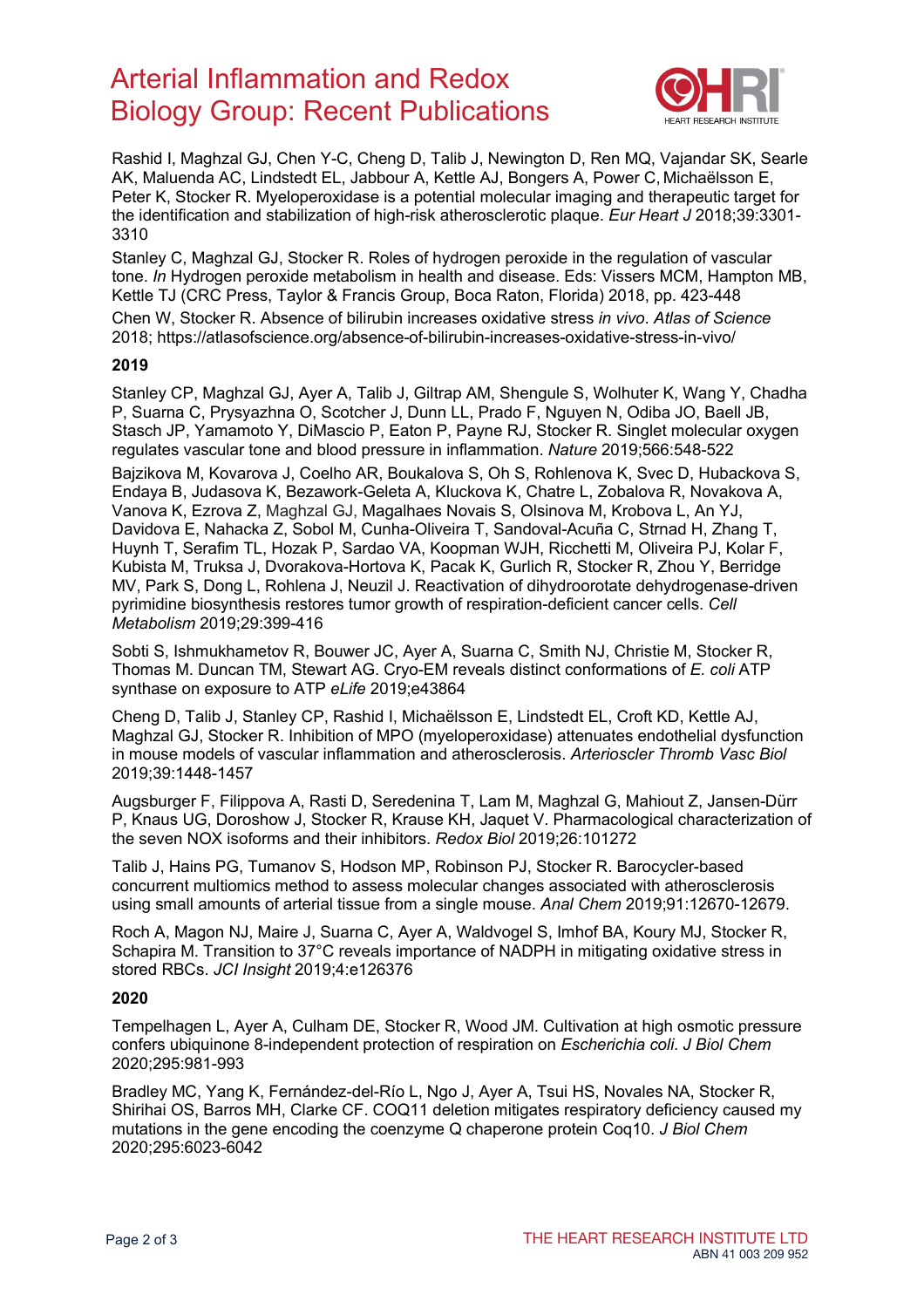# Arterial Inflammation and Redox Biology Group: Recent Publications

Rashid I, Maghzal GJ, Chen Y-C, Cheng D, Talib J, Newington D, Ren MQ, Vajandar SK, Searle AK, Maluenda AC, Lindstedt EL, Jabbour A, Kettle AJ, Bongers A, Power C, Michaëlsson E, Peter K, Stocker R. Myeloperoxidase is a potential molecular imaging and therapeutic target for the identification and stabilization of high-risk atherosclerotic plaque. *Eur Heart J* 2018;39:3301-3310

Stanley C, Maghzal GJ, Stocker R. Roles of hydrogen peroxide in the regulation of vascular tone. *In* Hydrogen peroxide metabolism in health and disease. Eds: Vissers MCM, Hampton MB, Kettle TJ (CRC Press, Taylor & Francis Group, Boca Raton, Florida) 2018, pp. 423-448

Chen W, Stocker R. Absence of bilirubin increases oxidative stress *in vivo*. *Atlas of Science* 2018; https://atlasofscience.org/absence-of-bilirubin-increases-oxidative-stress-in-vivo/

**2019**

Stanley CP, Maghzal GJ, Ayer A, Talib J, Giltrap AM, Shengule S, Wolhuter K, Wang Y, Chadha P, Suarna C, Prysyazhna O, Scotcher J, Dunn LL, Prado F, Nguyen N, Odiba JO, Baell JB, Stasch JP, Yamamoto Y, DiMascio P, Eaton P, Payne RJ, Stocker R. Singlet molecular oxygen regulates vascular tone and blood pressure in inflammation. *Nature* 2019;566:548-522

Bajzikova M, Kovarova J, Coelho AR, Boukalova S, Oh S, Rohlenova K, Svec D, Hubackova S, Endaya B, Judasova K, Bezawork-Geleta A, Kluckova K, Chatre L, Zobalova R, Novakova A, Vanova K, Ezrova Z, Maghzal GJ, Magalhaes Novais S, Olsinova M, Krobova L, An YJ, Davidova E, Nahacka Z, Sobol M, Cunha-Oliveira T, Sandoval-Acuña C, Strnad H, Zhang T, Huynh T, Serafim TL, Hozak P, Sardao VA, Koopman WJH, Ricchetti M, Oliveira PJ, Kolar F, Kubista M, Truksa J, Dvorakova-Hortova K, Pacak K, Gurlich R, Stocker R, Zhou Y, Berridge MV, Park S, Dong L, Rohlena J, Neuzil J. Reactivation of dihydroorotate dehydrogenase-driven pyrimidine biosynthesis restores tumor growth of respiration-deficient cancer cells. *Cell Metabolism* 2019;29:399-416

Sobti S, Ishmukhametov R, Bouwer JC, Ayer A, Suarna C, Smith NJ, Christie M, Stocker R, Thomas M. Duncan TM, Stewart AG. Cryo-EM reveals distinct conformations of *E. coli* ATP synthase on exposure to ATP *eLife* 2019;e43864

Cheng D, Talib J, Stanley CP, Rashid I, Michaëlsson E, Lindstedt EL, Croft KD, Kettle AJ, Maghzal GJ, Stocker R. Inhibition of MPO (myeloperoxidase) attenuates endothelial dysfunction in mouse models of vascular inflammation and atherosclerosis. *Arterioscler Thromb Vasc Biol* 2019;39:1448-1457

Augsburger F, Filippova A, Rasti D, Seredenina T, Lam M, Maghzal G, Mahiout Z, Jansen-Dürr P, Knaus UG, Doroshow J, Stocker R, Krause KH, Jaquet V. Pharmacological characterization of the seven NOX isoforms and their inhibitors. *Redox Biol* 2019;26:101272

Talib J, Hains PG, Tumanov S, Hodson MP, Robinson PJ, Stocker R. Barocycler-based concurrent multiomics method to assess molecular changes associated with atherosclerosis using small amounts of arterial tissue from a single mouse. *Anal Chem* 2019;91:12670-12679.

Roch A, Magon NJ, Maire J, Suarna C, Ayer A, Waldvogel S, Imhof BA, Koury MJ, Stocker R, Schapira M. Transition to 37°C reveals importance of NADPH in mitigating oxidative stress in stored RBCs. *JCI Insight* 2019;4:e126376

**2020**

Tempelhagen L, Ayer A, Culham DE, Stocker R, Wood JM. Cultivation at high osmotic pressure confers ubiquinone 8-independent protection of respiration on *Escherichia coli*. *J Biol Chem* 2020;295:981-993

Bradley MC, Yang K, Fernández-del-Río L, Ngo J, Ayer A, Tsui HS, Novales NA, Stocker R, Shirihai OS, Barros MH, Clarke CF. COQ11 deletion mitigates respiratory deficiency caused my mutations in the gene encoding the coenzyme Q chaperone protein Coq10. *J Biol Chem* 2020;295:6023-6042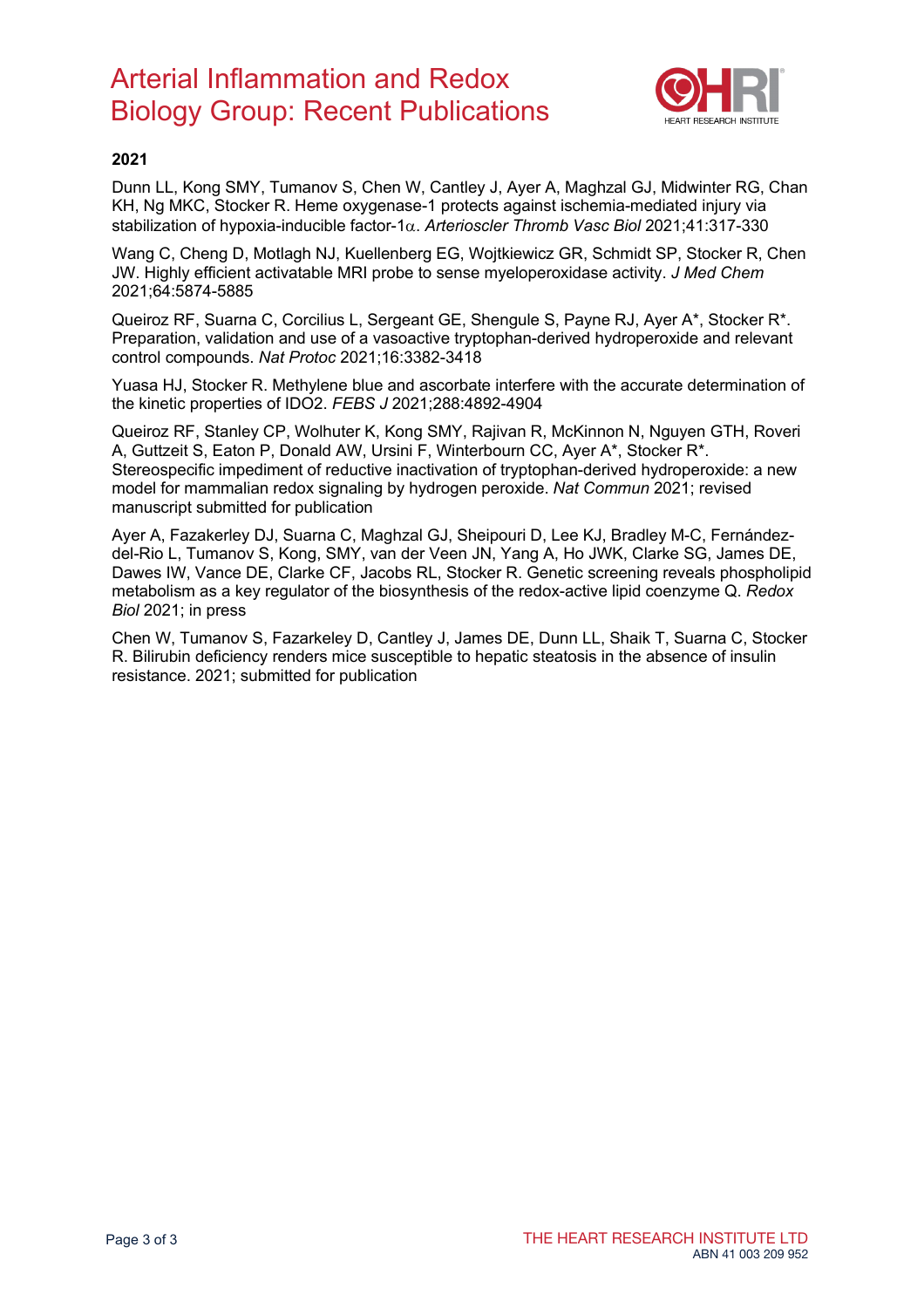# Arterial Inflammation and Redox Biology Group: Recent Publications

### 2021

Dunn LL, Kong SMY, Tumanov S, Chen W, Cantley J, Ayer A, Maghzal GJ, Midwinter RG, Chan KH, Ng MKC, Stocker R. Heme oxygenase-1 protects against ischemia-mediated injury via stabilization of hypoxia-inducible factor-1$\alpha$. *Arterioscler Thromb Vasc Biol* 2021;41:317-330

Wang C, Cheng D, Motlagh NJ, Kuellenberg EG, Wojtkiewicz GR, Schmidt SP, Stocker R, Chen JW. Highly efficient activatable MRI probe to sense myeloperoxidase activity. *J Med Chem* 2021;64:5874-5885

Queiroz RF, Suarna C, Corcilius L, Sergeant GE, Shengule S, Payne RJ, Ayer A*, Stocker R*. Preparation, validation and use of a vasoactive tryptophan-derived hydroperoxide and relevant control compounds. *Nat Protoc* 2021;16:3382-3418

Yuasa HJ, Stocker R. Methylene blue and ascorbate interfere with the accurate determination of the kinetic properties of IDO2. *FEBS J* 2021;288:4892-4904

Queiroz RF, Stanley CP, Wolhuter K, Kong SMY, Rajivan R, McKinnon N, Nguyen GTH, Roveri A, Guttzeit S, Eaton P, Donald AW, Ursini F, Winterbourn CC, Ayer A*, Stocker R*. Stereospecific impediment of reductive inactivation of tryptophan-derived hydroperoxide: a new model for mammalian redox signaling by hydrogen peroxide. *Nat Commun* 2021; revised manuscript submitted for publication

Ayer A, Fazakerley DJ, Suarna C, Maghzal GJ, Sheipouri D, Lee KJ, Bradley M-C, Fernández-del-Rio L, Tumanov S, Kong, SMY, van der Veen JN, Yang A, Ho JWK, Clarke SG, James DE, Dawes IW, Vance DE, Clarke CF, Jacobs RL, Stocker R. Genetic screening reveals phospholipid metabolism as a key regulator of the biosynthesis of the redox-active lipid coenzyme Q. *Redox Biol* 2021; in press

Chen W, Tumanov S, Fazarkeley D, Cantley J, James DE, Dunn LL, Shaik T, Suarna C, Stocker R. Bilirubin deficiency renders mice susceptible to hepatic steatosis in the absence of insulin resistance. 2021; submitted for publication